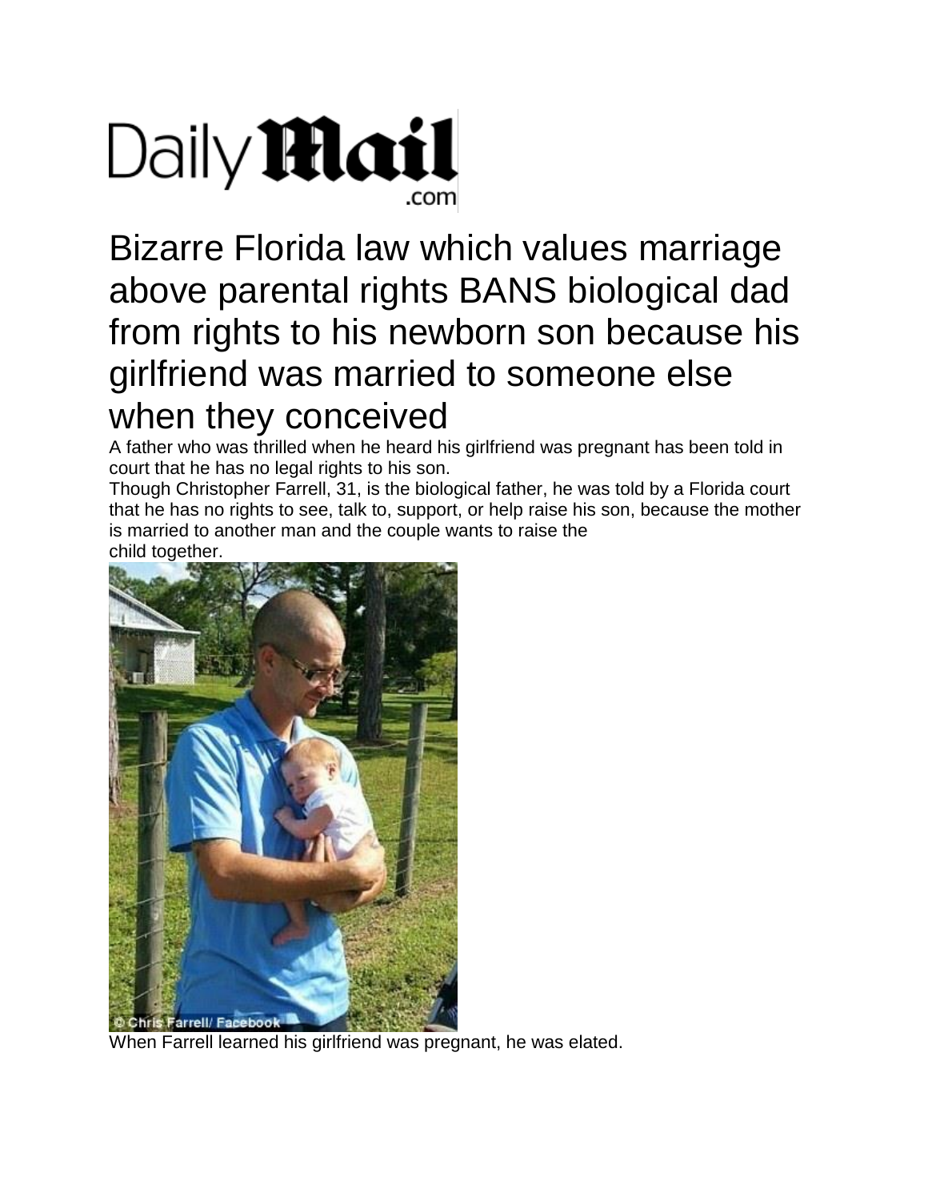Daily Mail .com

# Bizarre Florida law which values marriage above parental rights BANS biological dad from rights to his newborn son because his girlfriend was married to someone else when they conceived

A father who was thrilled when he heard his girlfriend was pregnant has been told in court that he has no legal rights to his son.

Though Christopher Farrell, 31, is the biological father, he was told by a Florida court that he has no rights to see, talk to, support, or help raise his son, because the mother is married to another man and the couple wants to raise the child together.

© Chris Farrell/ Facebook

When Farrell learned his girlfriend was pregnant, he was elated.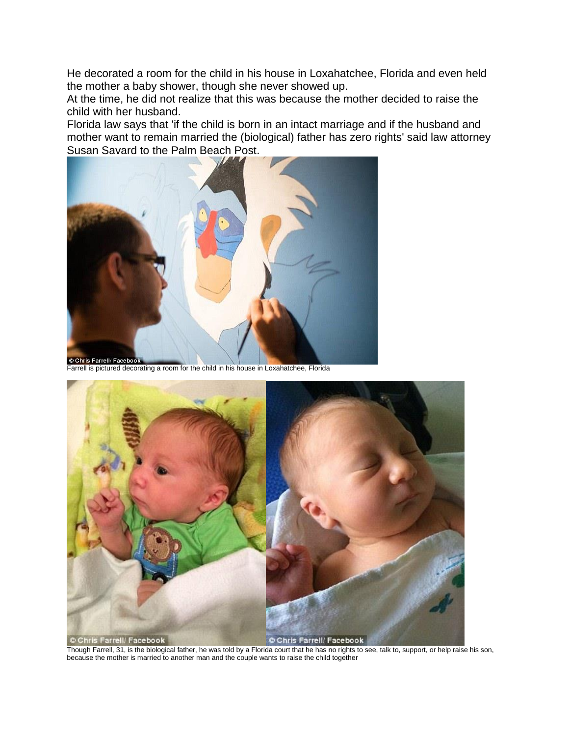He decorated a room for the child in his house in Loxahatchee, Florida and even held the mother a baby shower, though she never showed up.

At the time, he did not realize that this was because the mother decided to raise the child with her husband.

Florida law says that 'if the child is born in an intact marriage and if the husband and mother want to remain married the (biological) father has zero rights' said law attorney Susan Savard to the Palm Beach Post.

© Chris Farrell/ Facebook

Farrell is pictured decorating a room for the child in his house in Loxahatchee, Florida

© Chris Farrell/ Facebook © Chris Farrell/ Facebook

Though Farrell, 31, is the biological father, he was told by a Florida court that he has no rights to see, talk to, support, or help raise his son, because the mother is married to another man and the couple wants to raise the child together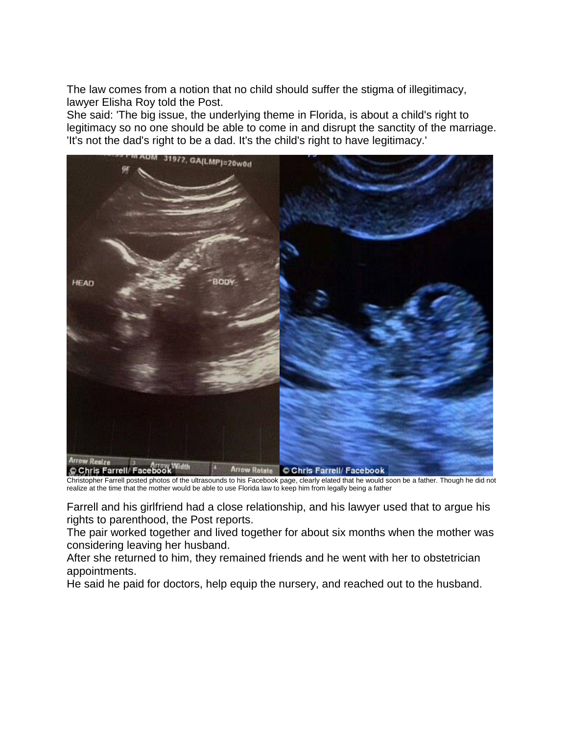The law comes from a notion that no child should suffer the stigma of illegitimacy, lawyer Elisha Roy told the Post.

She said: 'The big issue, the underlying theme in Florida, is about a child's right to legitimacy so no one should be able to come in and disrupt the sanctity of the marriage. 'It's not the dad's right to be a dad. It's the child's right to have legitimacy.'

Christopher Farrell posted photos of the ultrasounds to his Facebook page, clearly elated that he would soon be a father. Though he did not realize at the time that the mother would be able to use Florida law to keep him from legally being a father

Farrell and his girlfriend had a close relationship, and his lawyer used that to argue his rights to parenthood, the Post reports.

The pair worked together and lived together for about six months when the mother was considering leaving her husband.

After she returned to him, they remained friends and he went with her to obstetrician appointments.

He said he paid for doctors, help equip the nursery, and reached out to the husband.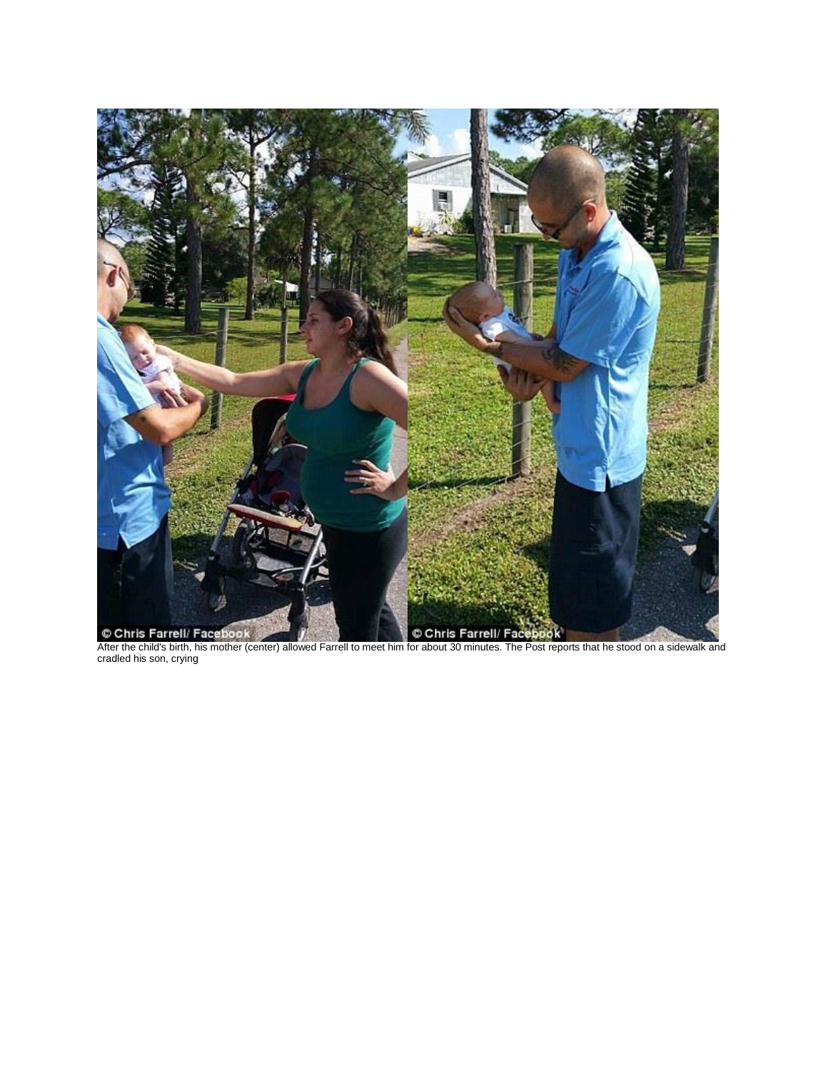After the child's birth, his mother (center) allowed Farrell to meet him for about 30 minutes. The Post reports that he stood on a sidewalk and cradled his son, crying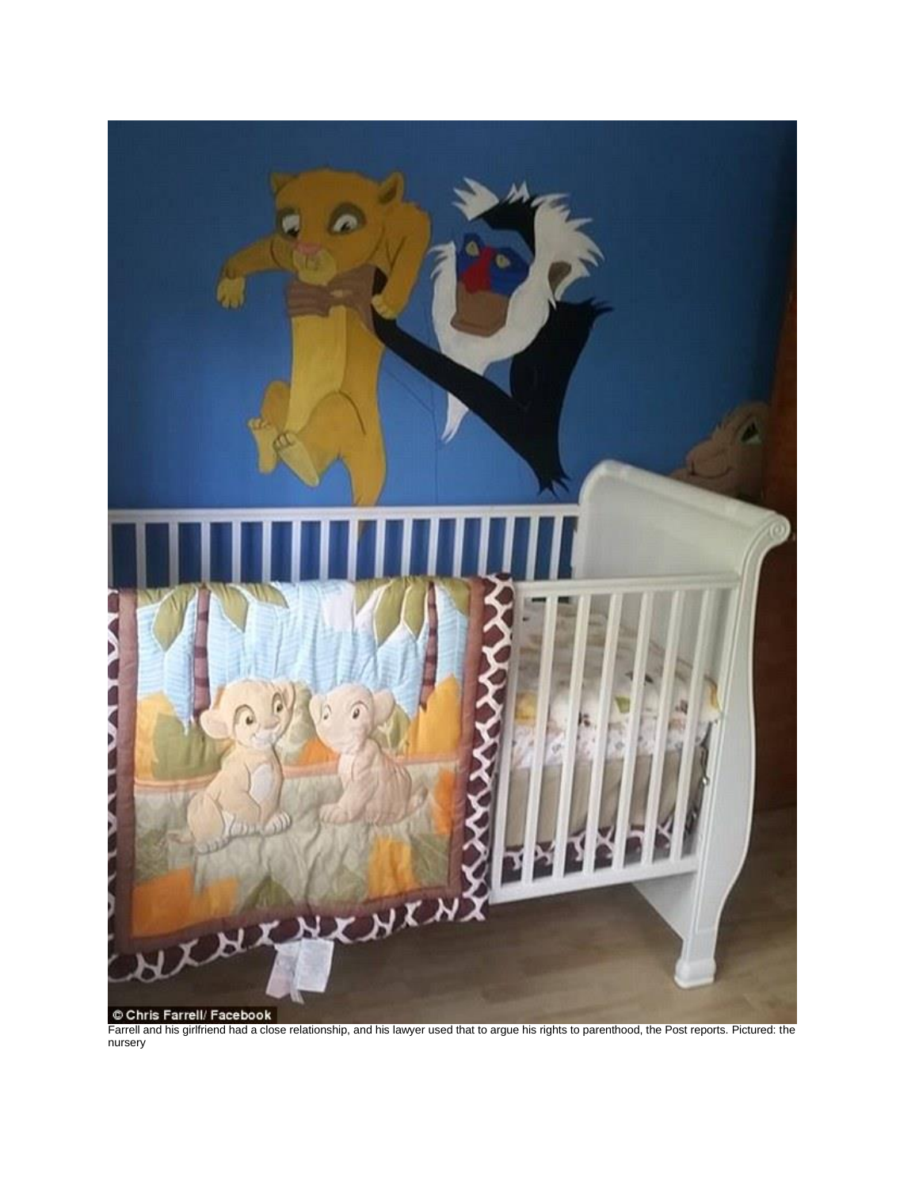© Chris Farrell/ Facebook

Farrell and his girlfriend had a close relationship, and his lawyer used that to argue his rights to parenthood, the Post reports. Pictured: the nursery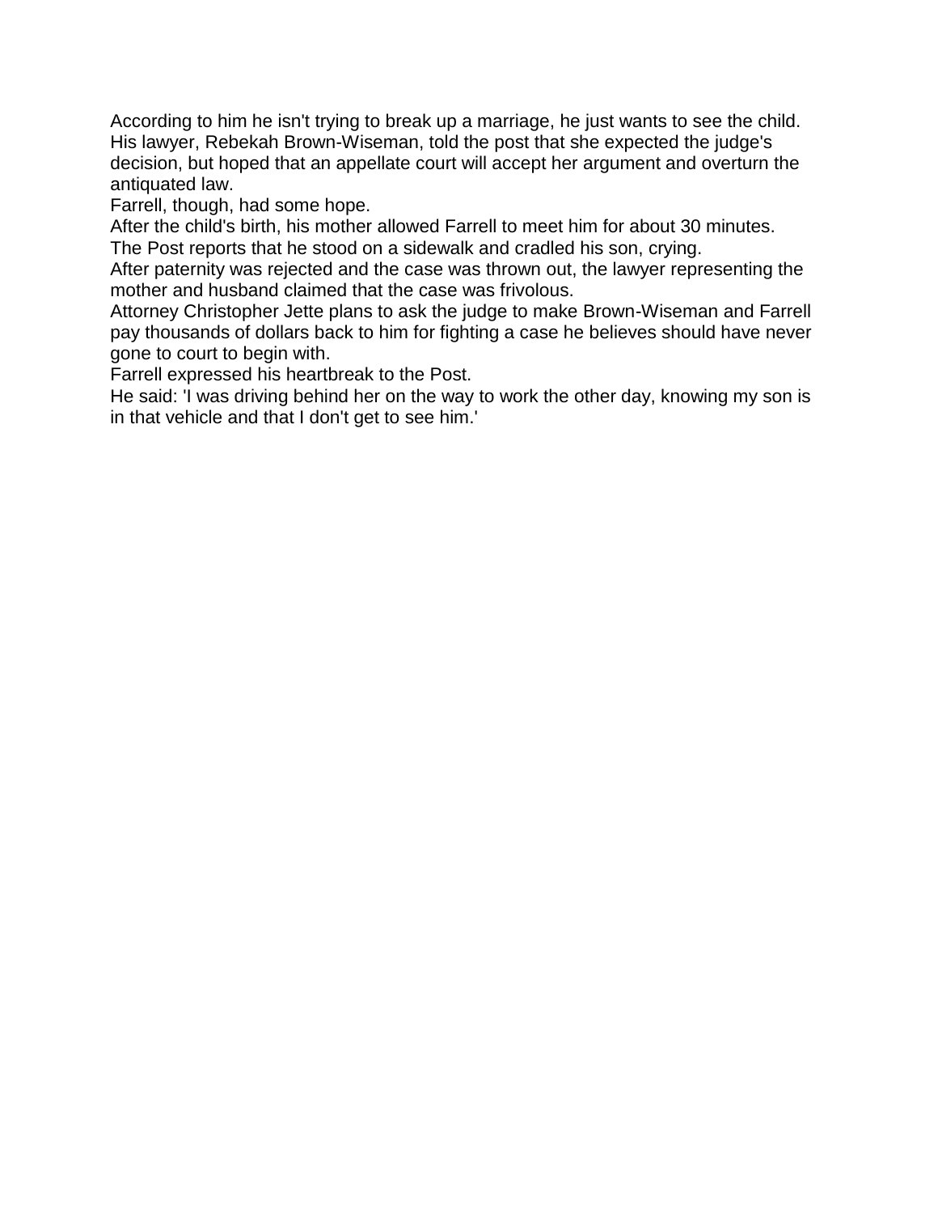According to him he isn't trying to break up a marriage, he just wants to see the child.

His lawyer, Rebekah Brown-Wiseman, told the post that she expected the judge's decision, but hoped that an appellate court will accept her argument and overturn the antiquated law.

Farrell, though, had some hope.

After the child's birth, his mother allowed Farrell to meet him for about 30 minutes.

The Post reports that he stood on a sidewalk and cradled his son, crying.

After paternity was rejected and the case was thrown out, the lawyer representing the mother and husband claimed that the case was frivolous.

Attorney Christopher Jette plans to ask the judge to make Brown-Wiseman and Farrell pay thousands of dollars back to him for fighting a case he believes should have never gone to court to begin with.

Farrell expressed his heartbreak to the Post.

He said: 'I was driving behind her on the way to work the other day, knowing my son is in that vehicle and that I don't get to see him.'